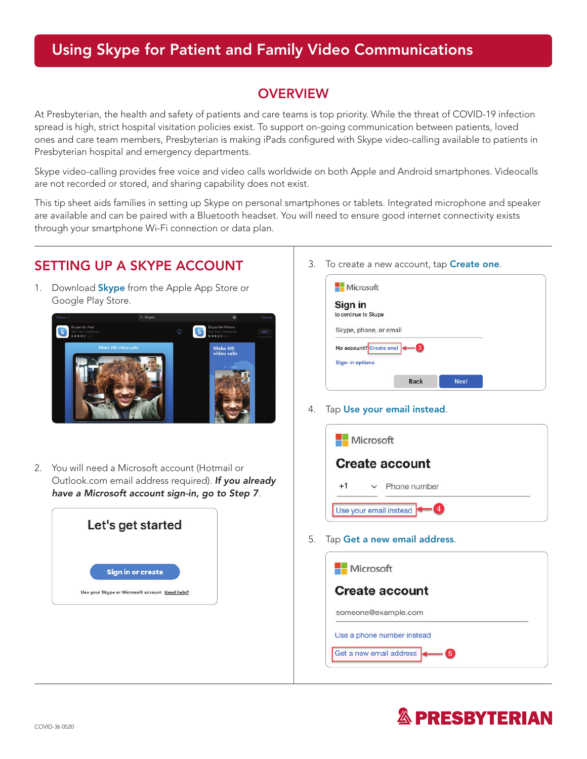# Using Skype for Patient and Family Video Communications

## OVERVIEW

At Presbyterian, the health and safety of patients and care teams is top priority. While the threat of COVID-19 infection spread is high, strict hospital visitation policies exist. To support on-going communication between patients, loved ones and care team members, Presbyterian is making iPads configured with Skype video-calling available to patients in Presbyterian hospital and emergency departments.

Skype video-calling provides free voice and video calls worldwide on both Apple and Android smartphones. Videocalls are not recorded or stored, and sharing capability does not exist.

This tip sheet aids families in setting up Skype on personal smartphones or tablets. Integrated microphone and speaker are available and can be paired with a Bluetooth headset. You will need to ensure good internet connectivity exists through your smartphone Wi-Fi connection or data plan.

## SETTING UP A SKYPE ACCOUNT

1. Download **Skype** from the Apple App Store or Google Play Store.

2. You will need a Microsoft account (Hotmail or Outlook.com email address required). ***If you already have a Microsoft account sign-in, go to Step 7.***

   Let's get started

   Sign in or create

   Use your Skype or Microsoft account. Need help?

3. To create a new account, tap **Create one**.

   Microsoft

   Sign in

   to continue to Skype

   Skype, phone, or email

   No account? Create one!

   Sign-in options

   Back | Next

4. Tap **Use your email instead**.

   Microsoft

   Create account

   +1 Phone number

   Use your email instead

5. Tap **Get a new email address**.

   Microsoft

   Create account

   someone@example.com

   Use a phone number instead

   Get a new email address

COVID-36 0520

PRESBYTERIAN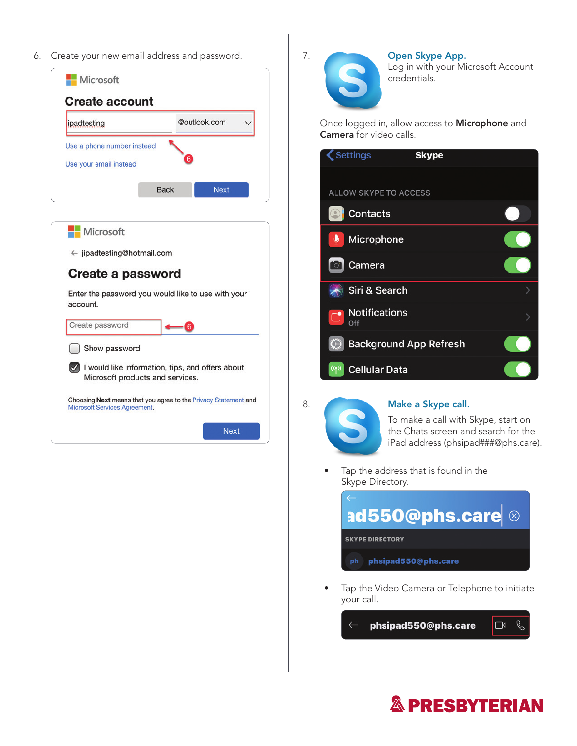6. Create your new email address and password.

Microsoft

**Create account**

ipadtesting @outlook.com

Use a phone number instead

Use your email instead

Back Next

Microsoft

← jipadtesting@hotmail.com

**Create a password**

Enter the password you would like to use with your account.

Create password

Show password

I would like information, tips, and offers about Microsoft products and services.

Choosing **Next** means that you agree to the Privacy Statement and Microsoft Services Agreement.

Next

7. **Open Skype App.**
Log in with your Microsoft Account credentials.

Once logged in, allow access to **Microphone** and **Camera** for video calls.

Settings Skype

ALLOW SKYPE TO ACCESS

Contacts

Microphone

Camera

Siri & Search

Notifications
Off

Background App Refresh

Cellular Data

8. **Make a Skype call.**
To make a call with Skype, start on the Chats screen and search for the iPad address (phsipad###@phs.care).

- Tap the address that is found in the Skype Directory.

ad550@phs.care

SKYPE DIRECTORY

phsipad550@phs.care

- Tap the Video Camera or Telephone to initiate your call.

phsipad550@phs.care

PRESBYTERIAN